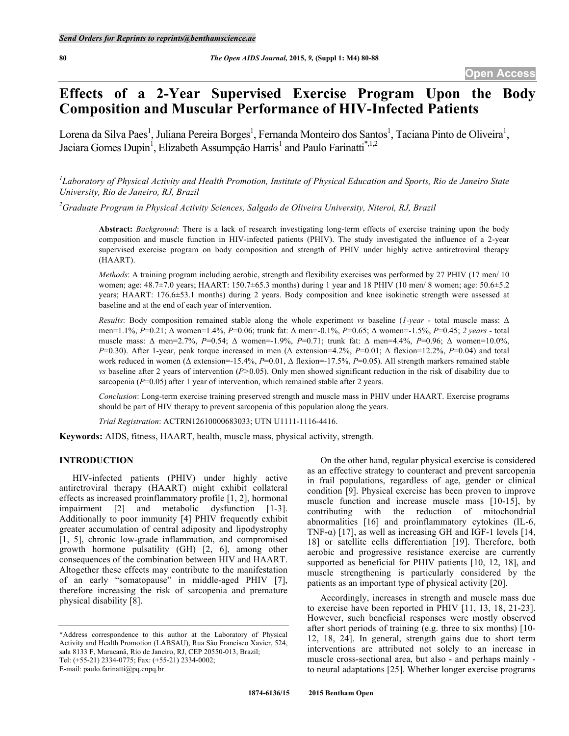# Effects of a 2-Year Supervised Exercise Program Upon the Body Composition and Muscular Performance of HIV-Infected Patients

Lorena da Silva Paes[1], Juliana Pereira Borges[1], Fernanda Monteiro dos Santos[1], Taciana Pinto de Oliveira[1], Jaciara Gomes Dupin[1], Elizabeth Assumpção Harris[1] and Paulo Farinatti[*,1,2]

[1]Laboratory of Physical Activity and Health Promotion, Institute of Physical Education and Sports, Rio de Janeiro State University, Rio de Janeiro, RJ, Brazil

[2]Graduate Program in Physical Activity Sciences, Salgado de Oliveira University, Niteroi, RJ, Brazil

**Abstract:** *Background*: There is a lack of research investigating long-term effects of exercise training upon the body composition and muscle function in HIV-infected patients (PHIV). The study investigated the influence of a 2-year supervised exercise program on body composition and strength of PHIV under highly active antiretroviral therapy (HAART).

*Methods*: A training program including aerobic, strength and flexibility exercises was performed by 27 PHIV (17 men/ 10 women; age: 48.7±7.0 years; HAART: 150.7±65.3 months) during 1 year and 18 PHIV (10 men/ 8 women; age: 50.6±5.2 years; HAART: 176.6±53.1 months) during 2 years. Body composition and knee isokinetic strength were assessed at baseline and at the end of each year of intervention.

*Results*: Body composition remained stable along the whole experiment *vs* baseline (*1-year* - total muscle mass: Δ men=1.1%, *P*=0.21; Δ women=1.4%, *P*=0.06; trunk fat: Δ men=-0.1%, *P*=0.65; Δ women=-1.5%, *P*=0.45; *2 years* - total muscle mass: Δ men=2.7%, *P*=0.54; Δ women=-1.9%, *P*=0.71; trunk fat: Δ men=4.4%, *P*=0.96; Δ women=10.0%, *P*=0.30). After 1-year, peak torque increased in men (Δ extension=4.2%, *P*=0.01; Δ flexion=12.2%, *P*=0.04) and total work reduced in women (Δ extension=-15.4%, *P*=0.01, Δ flexion=-17.5%, *P*=0.05). All strength markers remained stable *vs* baseline after 2 years of intervention (*P*>0.05). Only men showed significant reduction in the risk of disability due to sarcopenia (*P*=0.05) after 1 year of intervention, which remained stable after 2 years.

*Conclusion*: Long-term exercise training preserved strength and muscle mass in PHIV under HAART. Exercise programs should be part of HIV therapy to prevent sarcopenia of this population along the years.

*Trial Registration*: ACTRN12610000683033; UTN U1111-1116-4416.

**Keywords:** AIDS, fitness, HAART, health, muscle mass, physical activity, strength.

## INTRODUCTION

HIV-infected patients (PHIV) under highly active antiretroviral therapy (HAART) might exhibit collateral effects as increased proinflammatory profile [1, 2], hormonal impairment [2] and metabolic dysfunction [1-3]. Additionally to poor immunity [4] PHIV frequently exhibit greater accumulation of central adiposity and lipodystrophy [1, 5], chronic low-grade inflammation, and compromised growth hormone pulsatility (GH) [2, 6], among other consequences of the combination between HIV and HAART. Altogether these effects may contribute to the manifestation of an early "somatopause" in middle-aged PHIV [7], therefore increasing the risk of sarcopenia and premature physical disability [8].

On the other hand, regular physical exercise is considered as an effective strategy to counteract and prevent sarcopenia in frail populations, regardless of age, gender or clinical condition [9]. Physical exercise has been proven to improve muscle function and increase muscle mass [10-15], by contributing with the reduction of mitochondrial abnormalities [16] and proinflammatory cytokines (IL-6, TNF-α) [17], as well as increasing GH and IGF-1 levels [14, 18] or satellite cells differentiation [19]. Therefore, both aerobic and progressive resistance exercise are currently supported as beneficial for PHIV patients [10, 12, 18], and muscle strengthening is particularly considered by the patients as an important type of physical activity [20].

Accordingly, increases in strength and muscle mass due to exercise have been reported in PHIV [11, 13, 18, 21-23]. However, such beneficial responses were mostly observed after short periods of training (e.g. three to six months) [10-12, 18, 24]. In general, strength gains due to short term interventions are attributed not solely to an increase in muscle cross-sectional area, but also - and perhaps mainly - to neural adaptations [25]. Whether longer exercise programs

*Address correspondence to this author at the Laboratory of Physical Activity and Health Promotion (LABSAU), Rua São Francisco Xavier, 524, sala 8133 F, Maracanã, Rio de Janeiro, RJ, CEP 20550-013, Brazil; Tel: (+55-21) 2334-0775; Fax: (+55-21) 2334-0002; E-mail: paulo.farinatti@pq.cnpq.br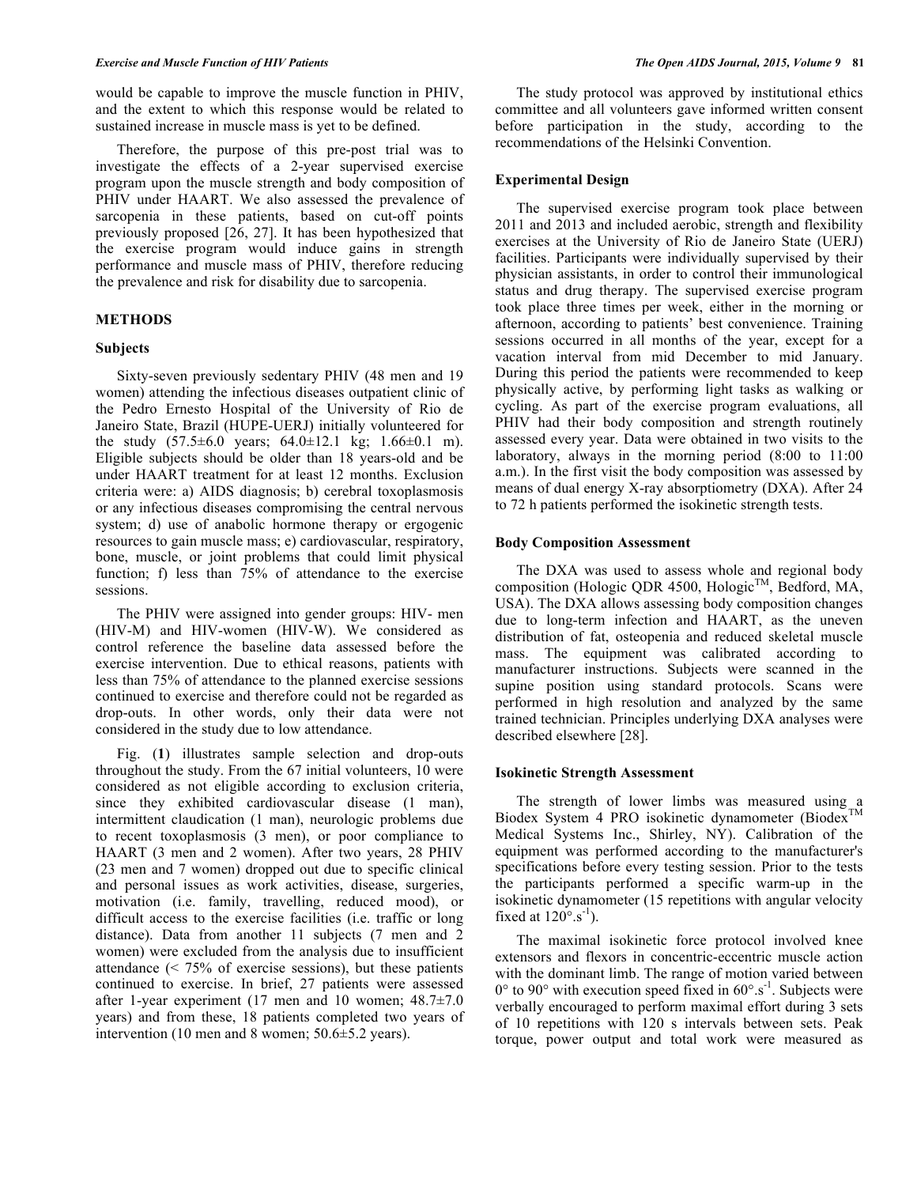would be capable to improve the muscle function in PHIV, and the extent to which this response would be related to sustained increase in muscle mass is yet to be defined.

Therefore, the purpose of this pre-post trial was to investigate the effects of a 2-year supervised exercise program upon the muscle strength and body composition of PHIV under HAART. We also assessed the prevalence of sarcopenia in these patients, based on cut-off points previously proposed [26, 27]. It has been hypothesized that the exercise program would induce gains in strength performance and muscle mass of PHIV, therefore reducing the prevalence and risk for disability due to sarcopenia.

## METHODS

### Subjects

Sixty-seven previously sedentary PHIV (48 men and 19 women) attending the infectious diseases outpatient clinic of the Pedro Ernesto Hospital of the University of Rio de Janeiro State, Brazil (HUPE-UERJ) initially volunteered for the study (57.5±6.0 years; 64.0±12.1 kg; 1.66±0.1 m). Eligible subjects should be older than 18 years-old and be under HAART treatment for at least 12 months. Exclusion criteria were: a) AIDS diagnosis; b) cerebral toxoplasmosis or any infectious diseases compromising the central nervous system; d) use of anabolic hormone therapy or ergogenic resources to gain muscle mass; e) cardiovascular, respiratory, bone, muscle, or joint problems that could limit physical function; f) less than 75% of attendance to the exercise sessions.

The PHIV were assigned into gender groups: HIV- men (HIV-M) and HIV-women (HIV-W). We considered as control reference the baseline data assessed before the exercise intervention. Due to ethical reasons, patients with less than 75% of attendance to the planned exercise sessions continued to exercise and therefore could not be regarded as drop-outs. In other words, only their data were not considered in the study due to low attendance.

Fig. (**1**) illustrates sample selection and drop-outs throughout the study. From the 67 initial volunteers, 10 were considered as not eligible according to exclusion criteria, since they exhibited cardiovascular disease (1 man), intermittent claudication (1 man), neurologic problems due to recent toxoplasmosis (3 men), or poor compliance to HAART (3 men and 2 women). After two years, 28 PHIV (23 men and 7 women) dropped out due to specific clinical and personal issues as work activities, disease, surgeries, motivation (i.e. family, travelling, reduced mood), or difficult access to the exercise facilities (i.e. traffic or long distance). Data from another 11 subjects (7 men and 2 women) were excluded from the analysis due to insufficient attendance (< 75% of exercise sessions), but these patients continued to exercise. In brief, 27 patients were assessed after 1-year experiment (17 men and 10 women; 48.7±7.0 years) and from these, 18 patients completed two years of intervention (10 men and 8 women; 50.6±5.2 years).

The study protocol was approved by institutional ethics committee and all volunteers gave informed written consent before participation in the study, according to the recommendations of the Helsinki Convention.

### Experimental Design

The supervised exercise program took place between 2011 and 2013 and included aerobic, strength and flexibility exercises at the University of Rio de Janeiro State (UERJ) facilities. Participants were individually supervised by their physician assistants, in order to control their immunological status and drug therapy. The supervised exercise program took place three times per week, either in the morning or afternoon, according to patients' best convenience. Training sessions occurred in all months of the year, except for a vacation interval from mid December to mid January. During this period the patients were recommended to keep physically active, by performing light tasks as walking or cycling. As part of the exercise program evaluations, all PHIV had their body composition and strength routinely assessed every year. Data were obtained in two visits to the laboratory, always in the morning period (8:00 to 11:00 a.m.). In the first visit the body composition was assessed by means of dual energy X-ray absorptiometry (DXA). After 24 to 72 h patients performed the isokinetic strength tests.

### Body Composition Assessment

The DXA was used to assess whole and regional body composition (Hologic QDR 4500, Hologic™, Bedford, MA, USA). The DXA allows assessing body composition changes due to long-term infection and HAART, as the uneven distribution of fat, osteopenia and reduced skeletal muscle mass. The equipment was calibrated according to manufacturer instructions. Subjects were scanned in the supine position using standard protocols. Scans were performed in high resolution and analyzed by the same trained technician. Principles underlying DXA analyses were described elsewhere [28].

### Isokinetic Strength Assessment

The strength of lower limbs was measured using a Biodex System 4 PRO isokinetic dynamometer (Biodex™ Medical Systems Inc., Shirley, NY). Calibration of the equipment was performed according to the manufacturer's specifications before every testing session. Prior to the tests the participants performed a specific warm-up in the isokinetic dynamometer (15 repetitions with angular velocity fixed at $120°.s^{-1}$).

The maximal isokinetic force protocol involved knee extensors and flexors in concentric-eccentric muscle action with the dominant limb. The range of motion varied between 0° to 90° with execution speed fixed in $60°.s^{-1}$. Subjects were verbally encouraged to perform maximal effort during 3 sets of 10 repetitions with 120 s intervals between sets. Peak torque, power output and total work were measured as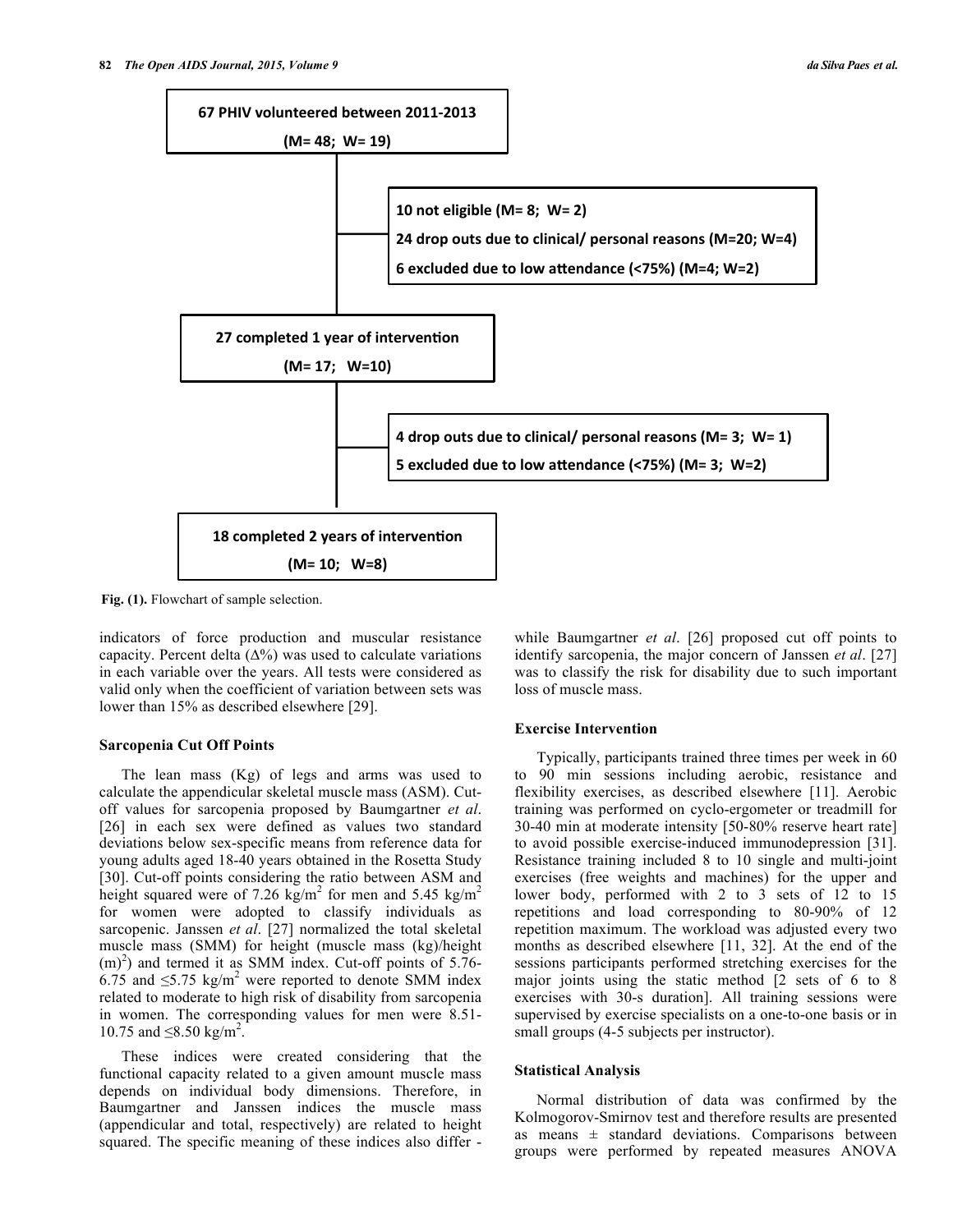67 PHIV volunteered between 2011-2013

(M= 48; W= 19)

10 not eligible (M= 8; W= 2)

24 drop outs due to clinical/ personal reasons (M=20; W=4)

6 excluded due to low attendance (<75%) (M=4; W=2)

27 completed 1 year of intervention

(M= 17; W=10)

4 drop outs due to clinical/ personal reasons (M= 3; W= 1)

5 excluded due to low attendance (<75%) (M= 3; W=2)

18 completed 2 years of intervention

(M= 10; W=8)

**Fig. (1).** Flowchart of sample selection.

indicators of force production and muscular resistance capacity. Percent delta (Δ%) was used to calculate variations in each variable over the years. All tests were considered as valid only when the coefficient of variation between sets was lower than 15% as described elsewhere [29].

### Sarcopenia Cut Off Points

The lean mass (Kg) of legs and arms was used to calculate the appendicular skeletal muscle mass (ASM). Cut-off values for sarcopenia proposed by Baumgartner *et al*. [26] in each sex were defined as values two standard deviations below sex-specific means from reference data for young adults aged 18-40 years obtained in the Rosetta Study [30]. Cut-off points considering the ratio between ASM and height squared were of 7.26 kg/m$^2$ for men and 5.45 kg/m$^2$ for women were adopted to classify individuals as sarcopenic. Janssen *et al*. [27] normalized the total skeletal muscle mass (SMM) for height (muscle mass (kg)/height (m)$^2$) and termed it as SMM index. Cut-off points of 5.76-6.75 and ≤5.75 kg/m$^2$ were reported to denote SMM index related to moderate to high risk of disability from sarcopenia in women. The corresponding values for men were 8.51-10.75 and ≤8.50 kg/m$^2$.

These indices were created considering that the functional capacity related to a given amount muscle mass depends on individual body dimensions. Therefore, in Baumgartner and Janssen indices the muscle mass (appendicular and total, respectively) are related to height squared. The specific meaning of these indices also differ - while Baumgartner *et al*. [26] proposed cut off points to identify sarcopenia, the major concern of Janssen *et al*. [27] was to classify the risk for disability due to such important loss of muscle mass.

### Exercise Intervention

Typically, participants trained three times per week in 60 to 90 min sessions including aerobic, resistance and flexibility exercises, as described elsewhere [11]. Aerobic training was performed on cyclo-ergometer or treadmill for 30-40 min at moderate intensity [50-80% reserve heart rate] to avoid possible exercise-induced immunodepression [31]. Resistance training included 8 to 10 single and multi-joint exercises (free weights and machines) for the upper and lower body, performed with 2 to 3 sets of 12 to 15 repetitions and load corresponding to 80-90% of 12 repetition maximum. The workload was adjusted every two months as described elsewhere [11, 32]. At the end of the sessions participants performed stretching exercises for the major joints using the static method [2 sets of 6 to 8 exercises with 30-s duration]. All training sessions were supervised by exercise specialists on a one-to-one basis or in small groups (4-5 subjects per instructor).

### Statistical Analysis

Normal distribution of data was confirmed by the Kolmogorov-Smirnov test and therefore results are presented as means ± standard deviations. Comparisons between groups were performed by repeated measures ANOVA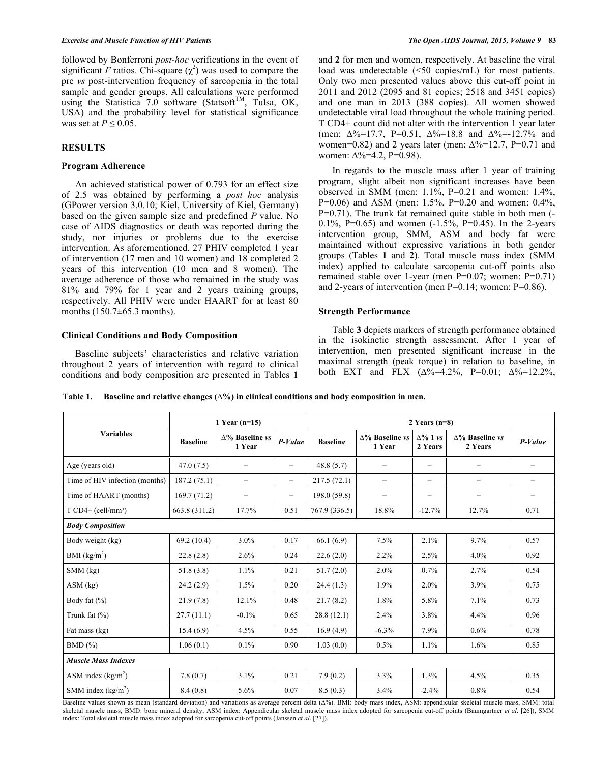followed by Bonferroni *post-hoc* verifications in the event of significant *F* ratios. Chi-square ($\chi^2$) was used to compare the pre *vs* post-intervention frequency of sarcopenia in the total sample and gender groups. All calculations were performed using the Statistica 7.0 software (Statsoft™, Tulsa, OK, USA) and the probability level for statistical significance was set at $P \leq 0.05$.

## RESULTS

### Program Adherence

An achieved statistical power of 0.793 for an effect size of 2.5 was obtained by performing a *post hoc* analysis (GPower version 3.0.10; Kiel, University of Kiel, Germany) based on the given sample size and predefined *P* value. No case of AIDS diagnostics or death was reported during the study, nor injuries or problems due to the exercise intervention. As aforementioned, 27 PHIV completed 1 year of intervention (17 men and 10 women) and 18 completed 2 years of this intervention (10 men and 8 women). The average adherence of those who remained in the study was 81% and 79% for 1 year and 2 years training groups, respectively. All PHIV were under HAART for at least 80 months (150.7±65.3 months).

### Clinical Conditions and Body Composition

Baseline subjects' characteristics and relative variation throughout 2 years of intervention with regard to clinical conditions and body composition are presented in Tables **1** and **2** for men and women, respectively. At baseline the viral load was undetectable (<50 copies/mL) for most patients. Only two men presented values above this cut-off point in 2011 and 2012 (2095 and 81 copies; 2518 and 3451 copies) and one man in 2013 (388 copies). All women showed undetectable viral load throughout the whole training period. T CD4+ count did not alter with the intervention 1 year later (men: Δ%=17.7, P=0.51, Δ%=18.8 and Δ%=-12.7% and women=0.82) and 2 years later (men: Δ%=12.7, P=0.71 and women: Δ%=4.2, P=0.98).

In regards to the muscle mass after 1 year of training program, slight albeit non significant increases have been observed in SMM (men: 1.1%, P=0.21 and women: 1.4%, P=0.06) and ASM (men: 1.5%, P=0.20 and women: 0.4%, P=0.71). The trunk fat remained quite stable in both men (-0.1%, P=0.65) and women (-1.5%, P=0.45). In the 2-years intervention group, SMM, ASM and body fat were maintained without expressive variations in both gender groups (Tables **1** and **2**). Total muscle mass index (SMM index) applied to calculate sarcopenia cut-off points also remained stable over 1-year (men P=0.07; women: P=0.71) and 2-years of intervention (men P=0.14; women: P=0.86).

### Strength Performance

Table **3** depicts markers of strength performance obtained in the isokinetic strength assessment. After 1 year of intervention, men presented significant increase in the maximal strength (peak torque) in relation to baseline, in both EXT and FLX (Δ%=4.2%, P=0.01; Δ%=12.2%,

**Table 1. Baseline and relative changes (Δ%) in clinical conditions and body composition in men.**

| Variables | 1 Year (n=15) | | | 2 Years (n=8) | | | | |
|---|---|---|---|---|---|---|---|---|
| | Baseline | Δ% Baseline *vs* 1 Year | *P-Value* | Baseline | Δ% Baseline *vs* 1 Year | Δ% 1 *vs* 2 Years | Δ% Baseline *vs* 2 Years | *P-Value* |
| Age (years old) | 47.0 (7.5) | − | − | 48.8 (5.7) | − | − | − | − |
| Time of HIV infection (months) | 187.2 (75.1) | − | − | 217.5 (72.1) | − | − | − | − |
| Time of HAART (months) | 169.7 (71.2) | − | − | 198.0 (59.8) | − | − | − | − |
| T CD4+ (cell/mm³) | 663.8 (311.2) | 17.7% | 0.51 | 767.9 (336.5) | 18.8% | -12.7% | 12.7% | 0.71 |
| ***Body Composition*** | | | | | | | | |
| Body weight (kg) | 69.2 (10.4) | 3.0% | 0.17 | 66.1 (6.9) | 7.5% | 2.1% | 9.7% | 0.57 |
| BMI (kg/m²) | 22.8 (2.8) | 2.6% | 0.24 | 22.6 (2.0) | 2.2% | 2.5% | 4.0% | 0.92 |
| SMM (kg) | 51.8 (3.8) | 1.1% | 0.21 | 51.7 (2.0) | 2.0% | 0.7% | 2.7% | 0.54 |
| ASM (kg) | 24.2 (2.9) | 1.5% | 0.20 | 24.4 (1.3) | 1.9% | 2.0% | 3.9% | 0.75 |
| Body fat (%) | 21.9 (7.8) | 12.1% | 0.48 | 21.7 (8.2) | 1.8% | 5.8% | 7.1% | 0.73 |
| Trunk fat (%) | 27.7 (11.1) | -0.1% | 0.65 | 28.8 (12.1) | 2.4% | 3.8% | 4.4% | 0.96 |
| Fat mass (kg) | 15.4 (6.9) | 4.5% | 0.55 | 16.9 (4.9) | -6.3% | 7.9% | 0.6% | 0.78 |
| BMD (%) | 1.06 (0.1) | 0.1% | 0.90 | 1.03 (0.0) | 0.5% | 1.1% | 1.6% | 0.85 |
| ***Muscle Mass Indexes*** | | | | | | | | |
| ASM index (kg/m²) | 7.8 (0.7) | 3.1% | 0.21 | 7.9 (0.2) | 3.3% | 1.3% | 4.5% | 0.35 |
| SMM index (kg/m²) | 8.4 (0.8) | 5.6% | 0.07 | 8.5 (0.3) | 3.4% | -2.4% | 0.8% | 0.54 |

Baseline values shown as mean (standard deviation) and variations as average percent delta (Δ%). BMI: body mass index, ASM: appendicular skeletal muscle mass, SMM: total skeletal muscle mass, BMD: bone mineral density, ASM index: Appendicular skeletal muscle mass index adopted for sarcopenia cut-off points (Baumgartner *et al*. [26]), SMM index: Total skeletal muscle mass index adopted for sarcopenia cut-off points (Janssen *et al*. [27]).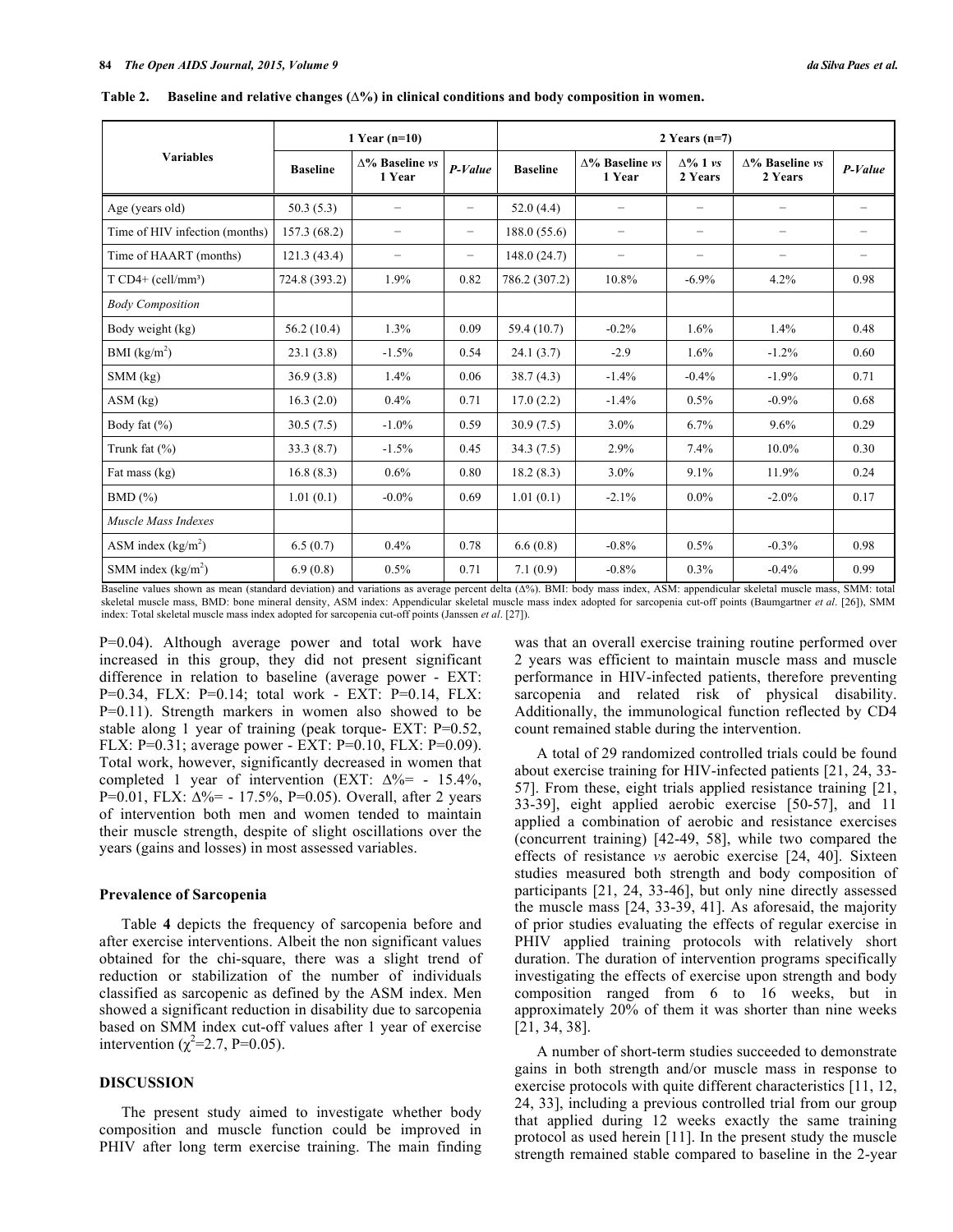**Table 2. Baseline and relative changes (Δ%) in clinical conditions and body composition in women.**

| Variables | 1 Year (n=10) | | | 2 Years (n=7) | | | | |
|---|---|---|---|---|---|---|---|---|
| | Baseline | Δ% Baseline *vs* 1 Year | *P-Value* | Baseline | Δ% Baseline *vs* 1 Year | Δ% 1 *vs* 2 Years | Δ% Baseline *vs* 2 Years | *P-Value* |
| Age (years old) | 50.3 (5.3) | – | – | 52.0 (4.4) | – | – | – | – |
| Time of HIV infection (months) | 157.3 (68.2) | – | – | 188.0 (55.6) | – | – | – | – |
| Time of HAART (months) | 121.3 (43.4) | – | – | 148.0 (24.7) | – | – | – | – |
| T CD4+ (cell/mm³) | 724.8 (393.2) | 1.9% | 0.82 | 786.2 (307.2) | 10.8% | -6.9% | 4.2% | 0.98 |
| *Body Composition* | | | | | | | | |
| Body weight (kg) | 56.2 (10.4) | 1.3% | 0.09 | 59.4 (10.7) | -0.2% | 1.6% | 1.4% | 0.48 |
| BMI (kg/m$^2$) | 23.1 (3.8) | -1.5% | 0.54 | 24.1 (3.7) | -2.9 | 1.6% | -1.2% | 0.60 |
| SMM (kg) | 36.9 (3.8) | 1.4% | 0.06 | 38.7 (4.3) | -1.4% | -0.4% | -1.9% | 0.71 |
| ASM (kg) | 16.3 (2.0) | 0.4% | 0.71 | 17.0 (2.2) | -1.4% | 0.5% | -0.9% | 0.68 |
| Body fat (%) | 30.5 (7.5) | -1.0% | 0.59 | 30.9 (7.5) | 3.0% | 6.7% | 9.6% | 0.29 |
| Trunk fat (%) | 33.3 (8.7) | -1.5% | 0.45 | 34.3 (7.5) | 2.9% | 7.4% | 10.0% | 0.30 |
| Fat mass (kg) | 16.8 (8.3) | 0.6% | 0.80 | 18.2 (8.3) | 3.0% | 9.1% | 11.9% | 0.24 |
| BMD (%) | 1.01 (0.1) | -0.0% | 0.69 | 1.01 (0.1) | -2.1% | 0.0% | -2.0% | 0.17 |
| *Muscle Mass Indexes* | | | | | | | | |
| ASM index (kg/m$^2$) | 6.5 (0.7) | 0.4% | 0.78 | 6.6 (0.8) | -0.8% | 0.5% | -0.3% | 0.98 |
| SMM index (kg/m$^2$) | 6.9 (0.8) | 0.5% | 0.71 | 7.1 (0.9) | -0.8% | 0.3% | -0.4% | 0.99 |

Baseline values shown as mean (standard deviation) and variations as average percent delta (Δ%). BMI: body mass index, ASM: appendicular skeletal muscle mass, SMM: total skeletal muscle mass, BMD: bone mineral density, ASM index: Appendicular skeletal muscle mass index adopted for sarcopenia cut-off points (Baumgartner *et al*. [26]), SMM index: Total skeletal muscle mass index adopted for sarcopenia cut-off points (Janssen *et al*. [27]).

P=0.04). Although average power and total work have increased in this group, they did not present significant difference in relation to baseline (average power - EXT: P=0.34, FLX: P=0.14; total work - EXT: P=0.14, FLX: P=0.11). Strength markers in women also showed to be stable along 1 year of training (peak torque- EXT: P=0.52, FLX: P=0.31; average power - EXT: P=0.10, FLX: P=0.09). Total work, however, significantly decreased in women that completed 1 year of intervention (EXT: Δ%= - 15.4%, P=0.01, FLX: Δ%= - 17.5%, P=0.05). Overall, after 2 years of intervention both men and women tended to maintain their muscle strength, despite of slight oscillations over the years (gains and losses) in most assessed variables.

### Prevalence of Sarcopenia

Table **4** depicts the frequency of sarcopenia before and after exercise interventions. Albeit the non significant values obtained for the chi-square, there was a slight trend of reduction or stabilization of the number of individuals classified as sarcopenic as defined by the ASM index. Men showed a significant reduction in disability due to sarcopenia based on SMM index cut-off values after 1 year of exercise intervention ($\chi^2$=2.7, P=0.05).

## DISCUSSION

The present study aimed to investigate whether body composition and muscle function could be improved in PHIV after long term exercise training. The main finding was that an overall exercise training routine performed over 2 years was efficient to maintain muscle mass and muscle performance in HIV-infected patients, therefore preventing sarcopenia and related risk of physical disability. Additionally, the immunological function reflected by CD4 count remained stable during the intervention.

A total of 29 randomized controlled trials could be found about exercise training for HIV-infected patients [21, 24, 33-57]. From these, eight trials applied resistance training [21, 33-39], eight applied aerobic exercise [50-57], and 11 applied a combination of aerobic and resistance exercises (concurrent training) [42-49, 58], while two compared the effects of resistance *vs* aerobic exercise [24, 40]. Sixteen studies measured both strength and body composition of participants [21, 24, 33-46], but only nine directly assessed the muscle mass [24, 33-39, 41]. As aforesaid, the majority of prior studies evaluating the effects of regular exercise in PHIV applied training protocols with relatively short duration. The duration of intervention programs specifically investigating the effects of exercise upon strength and body composition ranged from 6 to 16 weeks, but in approximately 20% of them it was shorter than nine weeks [21, 34, 38].

A number of short-term studies succeeded to demonstrate gains in both strength and/or muscle mass in response to exercise protocols with quite different characteristics [11, 12, 24, 33], including a previous controlled trial from our group that applied during 12 weeks exactly the same training protocol as used herein [11]. In the present study the muscle strength remained stable compared to baseline in the 2-year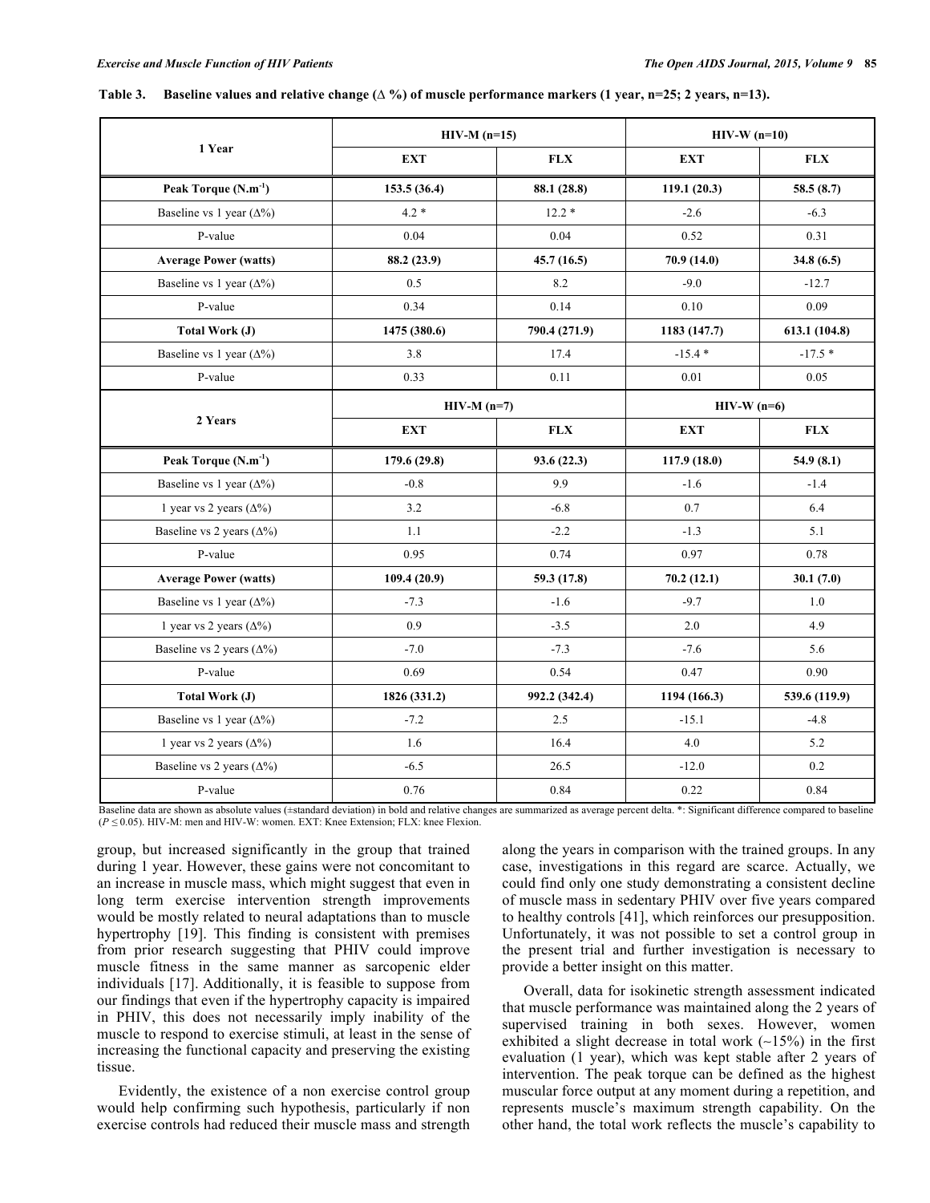**Table 3. Baseline values and relative change (Δ %) of muscle performance markers (1 year, n=25; 2 years, n=13).**

| 1 Year | HIV-M (n=15) | | HIV-W (n=10) | |
|---|---|---|---|---|
| | **EXT** | **FLX** | **EXT** | **FLX** |
| **Peak Torque (N.m$^{-1}$)** | **153.5 (36.4)** | **88.1 (28.8)** | **119.1 (20.3)** | **58.5 (8.7)** |
| Baseline vs 1 year (Δ%) | 4.2 * | 12.2 * | -2.6 | -6.3 |
| P-value | 0.04 | 0.04 | 0.52 | 0.31 |
| **Average Power (watts)** | **88.2 (23.9)** | **45.7 (16.5)** | **70.9 (14.0)** | **34.8 (6.5)** |
| Baseline vs 1 year (Δ%) | 0.5 | 8.2 | -9.0 | -12.7 |
| P-value | 0.34 | 0.14 | 0.10 | 0.09 |
| **Total Work (J)** | **1475 (380.6)** | **790.4 (271.9)** | **1183 (147.7)** | **613.1 (104.8)** |
| Baseline vs 1 year (Δ%) | 3.8 | 17.4 | -15.4 * | -17.5 * |
| P-value | 0.33 | 0.11 | 0.01 | 0.05 |
| **2 Years** | **HIV-M (n=7)** | | **HIV-W (n=6)** | |
| | **EXT** | **FLX** | **EXT** | **FLX** |
| **Peak Torque (N.m$^{-1}$)** | **179.6 (29.8)** | **93.6 (22.3)** | **117.9 (18.0)** | **54.9 (8.1)** |
| Baseline vs 1 year (Δ%) | -0.8 | 9.9 | -1.6 | -1.4 |
| 1 year vs 2 years (Δ%) | 3.2 | -6.8 | 0.7 | 6.4 |
| Baseline vs 2 years (Δ%) | 1.1 | -2.2 | -1.3 | 5.1 |
| P-value | 0.95 | 0.74 | 0.97 | 0.78 |
| **Average Power (watts)** | **109.4 (20.9)** | **59.3 (17.8)** | **70.2 (12.1)** | **30.1 (7.0)** |
| Baseline vs 1 year (Δ%) | -7.3 | -1.6 | -9.7 | 1.0 |
| 1 year vs 2 years (Δ%) | 0.9 | -3.5 | 2.0 | 4.9 |
| Baseline vs 2 years (Δ%) | -7.0 | -7.3 | -7.6 | 5.6 |
| P-value | 0.69 | 0.54 | 0.47 | 0.90 |
| **Total Work (J)** | **1826 (331.2)** | **992.2 (342.4)** | **1194 (166.3)** | **539.6 (119.9)** |
| Baseline vs 1 year (Δ%) | -7.2 | 2.5 | -15.1 | -4.8 |
| 1 year vs 2 years (Δ%) | 1.6 | 16.4 | 4.0 | 5.2 |
| Baseline vs 2 years (Δ%) | -6.5 | 26.5 | -12.0 | 0.2 |
| P-value | 0.76 | 0.84 | 0.22 | 0.84 |

Baseline data are shown as absolute values (±standard deviation) in bold and relative changes are summarized as average percent delta. *: Significant difference compared to baseline ($P \leq 0.05$). HIV-M: men and HIV-W: women. EXT: Knee Extension; FLX: knee Flexion.

group, but increased significantly in the group that trained during 1 year. However, these gains were not concomitant to an increase in muscle mass, which might suggest that even in long term exercise intervention strength improvements would be mostly related to neural adaptations than to muscle hypertrophy [19]. This finding is consistent with premises from prior research suggesting that PHIV could improve muscle fitness in the same manner as sarcopenic elder individuals [17]. Additionally, it is feasible to suppose from our findings that even if the hypertrophy capacity is impaired in PHIV, this does not necessarily imply inability of the muscle to respond to exercise stimuli, at least in the sense of increasing the functional capacity and preserving the existing tissue.

Evidently, the existence of a non exercise control group would help confirming such hypothesis, particularly if non exercise controls had reduced their muscle mass and strength along the years in comparison with the trained groups. In any case, investigations in this regard are scarce. Actually, we could find only one study demonstrating a consistent decline of muscle mass in sedentary PHIV over five years compared to healthy controls [41], which reinforces our presupposition. Unfortunately, it was not possible to set a control group in the present trial and further investigation is necessary to provide a better insight on this matter.

Overall, data for isokinetic strength assessment indicated that muscle performance was maintained along the 2 years of supervised training in both sexes. However, women exhibited a slight decrease in total work (~15%) in the first evaluation (1 year), which was kept stable after 2 years of intervention. The peak torque can be defined as the highest muscular force output at any moment during a repetition, and represents muscle's maximum strength capability. On the other hand, the total work reflects the muscle's capability to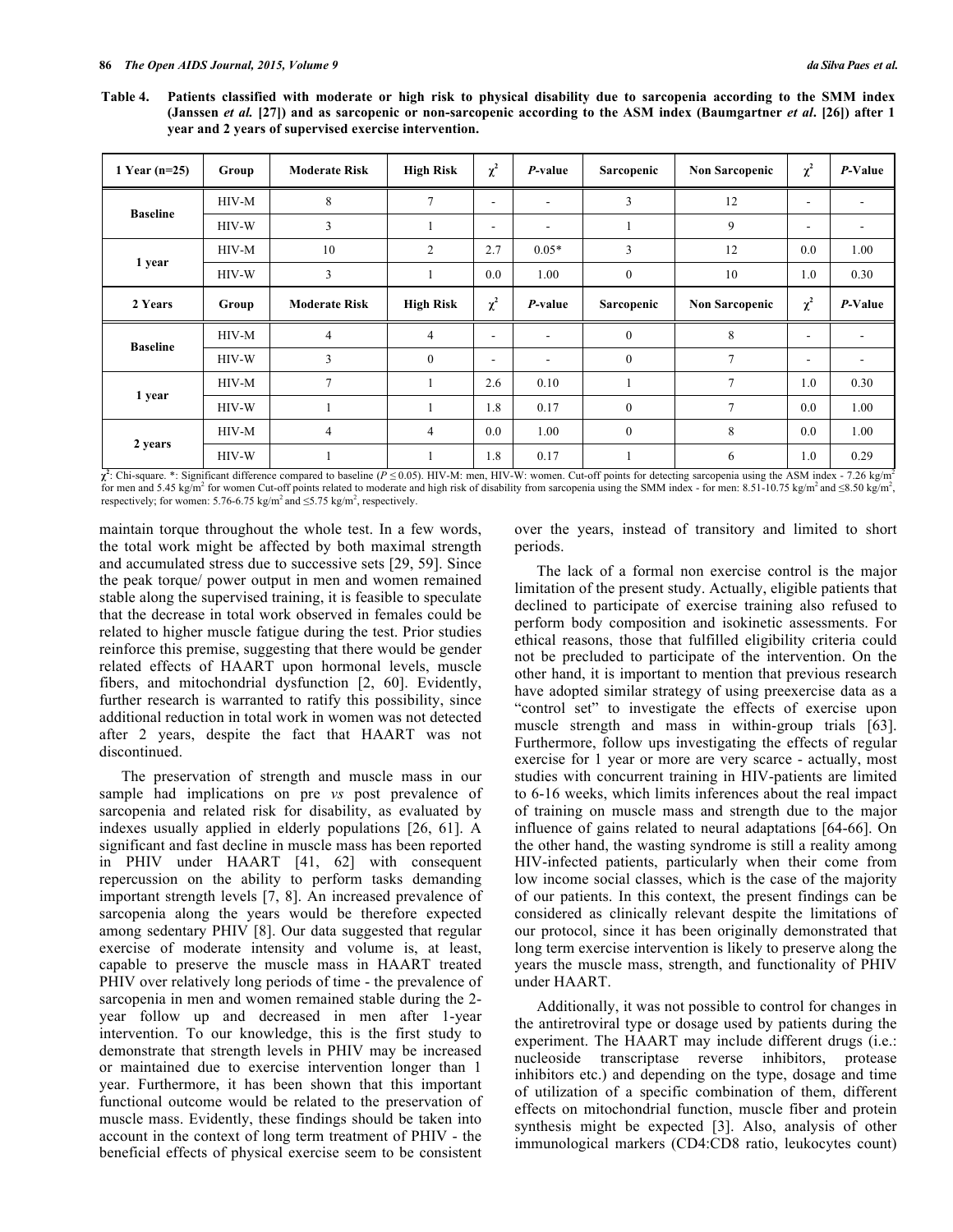**Table 4. Patients classified with moderate or high risk to physical disability due to sarcopenia according to the SMM index (Janssen *et al.* [27]) and as sarcopenic or non-sarcopenic according to the ASM index (Baumgartner *et al*. [26]) after 1 year and 2 years of supervised exercise intervention.**

| 1 Year (n=25) | Group | Moderate Risk | High Risk | $\chi^2$ | *P*-value | Sarcopenic | Non Sarcopenic | $\chi^2$ | *P*-Value |
|---|---|---|---|---|---|---|---|---|---|
| Baseline | HIV-M | 8 | 7 | - | - | 3 | 12 | - | - |
| | HIV-W | 3 | 1 | - | - | 1 | 9 | - | - |
| 1 year | HIV-M | 10 | 2 | 2.7 | 0.05* | 3 | 12 | 0.0 | 1.00 |
| | HIV-W | 3 | 1 | 0.0 | 1.00 | 0 | 10 | 1.0 | 0.30 |
| **2 Years** | **Group** | **Moderate Risk** | **High Risk** | $\chi^2$ | ***P*-value** | **Sarcopenic** | **Non Sarcopenic** | $\chi^2$ | ***P*-Value** |
| Baseline | HIV-M | 4 | 4 | - | - | 0 | 8 | - | - |
| | HIV-W | 3 | 0 | - | - | 0 | 7 | - | - |
| 1 year | HIV-M | 7 | 1 | 2.6 | 0.10 | 1 | 7 | 1.0 | 0.30 |
| | HIV-W | 1 | 1 | 1.8 | 0.17 | 0 | 7 | 0.0 | 1.00 |
| 2 years | HIV-M | 4 | 4 | 0.0 | 1.00 | 0 | 8 | 0.0 | 1.00 |
| | HIV-W | 1 | 1 | 1.8 | 0.17 | 1 | 6 | 1.0 | 0.29 |

$\chi^2$: Chi-square. *: Significant difference compared to baseline ($P \leq 0.05$). HIV-M: men, HIV-W: women. Cut-off points for detecting sarcopenia using the ASM index - 7.26 kg/m$^2$ for men and 5.45 kg/m$^2$ for women Cut-off points related to moderate and high risk of disability from sarcopenia using the SMM index - for men: 8.51-10.75 kg/m$^2$ and ≤8.50 kg/m$^2$, respectively; for women: 5.76-6.75 kg/m$^2$ and ≤5.75 kg/m$^2$, respectively.

maintain torque throughout the whole test. In a few words, the total work might be affected by both maximal strength and accumulated stress due to successive sets [29, 59]. Since the peak torque/ power output in men and women remained stable along the supervised training, it is feasible to speculate that the decrease in total work observed in females could be related to higher muscle fatigue during the test. Prior studies reinforce this premise, suggesting that there would be gender related effects of HAART upon hormonal levels, muscle fibers, and mitochondrial dysfunction [2, 60]. Evidently, further research is warranted to ratify this possibility, since additional reduction in total work in women was not detected after 2 years, despite the fact that HAART was not discontinued.

The preservation of strength and muscle mass in our sample had implications on pre *vs* post prevalence of sarcopenia and related risk for disability, as evaluated by indexes usually applied in elderly populations [26, 61]. A significant and fast decline in muscle mass has been reported in PHIV under HAART [41, 62] with consequent repercussion on the ability to perform tasks demanding important strength levels [7, 8]. An increased prevalence of sarcopenia along the years would be therefore expected among sedentary PHIV [8]. Our data suggested that regular exercise of moderate intensity and volume is, at least, capable to preserve the muscle mass in HAART treated PHIV over relatively long periods of time - the prevalence of sarcopenia in men and women remained stable during the 2-year follow up and decreased in men after 1-year intervention. To our knowledge, this is the first study to demonstrate that strength levels in PHIV may be increased or maintained due to exercise intervention longer than 1 year. Furthermore, it has been shown that this important functional outcome would be related to the preservation of muscle mass. Evidently, these findings should be taken into account in the context of long term treatment of PHIV - the beneficial effects of physical exercise seem to be consistent over the years, instead of transitory and limited to short periods.

The lack of a formal non exercise control is the major limitation of the present study. Actually, eligible patients that declined to participate of exercise training also refused to perform body composition and isokinetic assessments. For ethical reasons, those that fulfilled eligibility criteria could not be precluded to participate of the intervention. On the other hand, it is important to mention that previous research have adopted similar strategy of using preexercise data as a "control set" to investigate the effects of exercise upon muscle strength and mass in within-group trials [63]. Furthermore, follow ups investigating the effects of regular exercise for 1 year or more are very scarce - actually, most studies with concurrent training in HIV-patients are limited to 6-16 weeks, which limits inferences about the real impact of training on muscle mass and strength due to the major influence of gains related to neural adaptations [64-66]. On the other hand, the wasting syndrome is still a reality among HIV-infected patients, particularly when their come from low income social classes, which is the case of the majority of our patients. In this context, the present findings can be considered as clinically relevant despite the limitations of our protocol, since it has been originally demonstrated that long term exercise intervention is likely to preserve along the years the muscle mass, strength, and functionality of PHIV under HAART.

Additionally, it was not possible to control for changes in the antiretroviral type or dosage used by patients during the experiment. The HAART may include different drugs (i.e.: nucleoside transcriptase reverse inhibitors, protease inhibitors etc.) and depending on the type, dosage and time of utilization of a specific combination of them, different effects on mitochondrial function, muscle fiber and protein synthesis might be expected [3]. Also, analysis of other immunological markers (CD4:CD8 ratio, leukocytes count)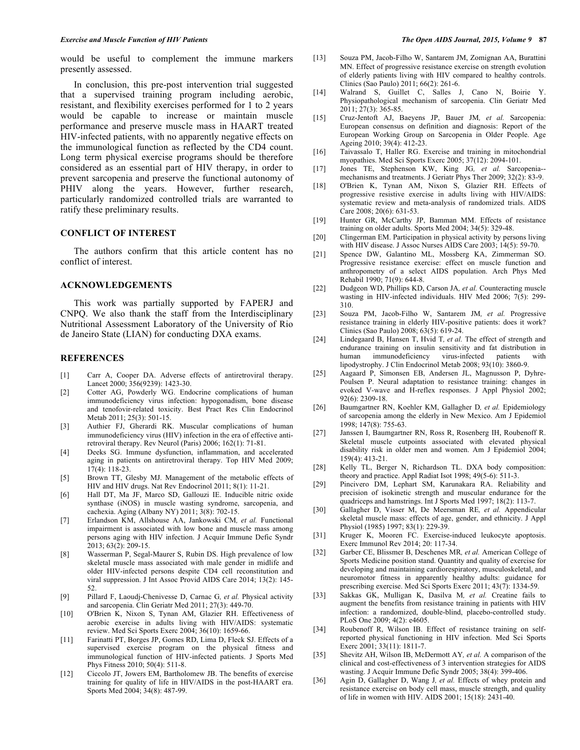would be useful to complement the immune markers presently assessed.

In conclusion, this pre-post intervention trial suggested that a supervised training program including aerobic, resistant, and flexibility exercises performed for 1 to 2 years would be capable to increase or maintain muscle performance and preserve muscle mass in HAART treated HIV-infected patients, with no apparently negative effects on the immunological function as reflected by the CD4 count. Long term physical exercise programs should be therefore considered as an essential part of HIV therapy, in order to prevent sarcopenia and preserve the functional autonomy of PHIV along the years. However, further research, particularly randomized controlled trials are warranted to ratify these preliminary results.

## CONFLICT OF INTEREST

The authors confirm that this article content has no conflict of interest.

## ACKNOWLEDGEMENTS

This work was partially supported by FAPERJ and CNPQ. We also thank the staff from the Interdisciplinary Nutritional Assessment Laboratory of the University of Rio de Janeiro State (LIAN) for conducting DXA exams.

## REFERENCES

[1] Carr A, Cooper DA. Adverse effects of antiretroviral therapy. Lancet 2000; 356(9239): 1423-30.

[2] Cotter AG, Powderly WG. Endocrine complications of human immunodeficiency virus infection: hypogonadism, bone disease and tenofovir-related toxicity. Best Pract Res Clin Endocrinol Metab 2011; 25(3): 501-15.

[3] Authier FJ, Gherardi RK. Muscular complications of human immunodeficiency virus (HIV) infection in the era of effective anti-retroviral therapy. Rev Neurol (Paris) 2006; 162(1): 71-81.

[4] Deeks SG. Immune dysfunction, inflammation, and accelerated aging in patients on antiretroviral therapy. Top HIV Med 2009; 17(4): 118-23.

[5] Brown TT, Glesby MJ. Management of the metabolic effects of HIV and HIV drugs. Nat Rev Endocrinol 2011; 8(1): 11-21.

[6] Hall DT, Ma JF, Marco SD, Gallouzi IE. Inducible nitric oxide synthase (iNOS) in muscle wasting syndrome, sarcopenia, and cachexia. Aging (Albany NY) 2011; 3(8): 702-15.

[7] Erlandson KM, Allshouse AA, Jankowski CM, *et al.* Functional impairment is associated with low bone and muscle mass among persons aging with HIV infection. J Acquir Immune Defic Syndr 2013; 63(2): 209-15.

[8] Wasserman P, Segal-Maurer S, Rubin DS. High prevalence of low skeletal muscle mass associated with male gender in midlife and older HIV-infected persons despite CD4 cell reconstitution and viral suppression. J Int Assoc Provid AIDS Care 2014; 13(2): 145-52.

[9] Pillard F, Laoudj-Chenivesse D, Carnac G, *et al.* Physical activity and sarcopenia. Clin Geriatr Med 2011; 27(3): 449-70.

[10] O'Brien K, Nixon S, Tynan AM, Glazier RH. Effectiveness of aerobic exercise in adults living with HIV/AIDS: systematic review. Med Sci Sports Exerc 2004; 36(10): 1659-66.

[11] Farinatti PT, Borges JP, Gomes RD, Lima D, Fleck SJ. Effects of a supervised exercise program on the physical fitness and immunological function of HIV-infected patients. J Sports Med Phys Fitness 2010; 50(4): 511-8.

[12] Ciccolo JT, Jowers EM, Bartholomew JB. The benefits of exercise training for quality of life in HIV/AIDS in the post-HAART era. Sports Med 2004; 34(8): 487-99.

[13] Souza PM, Jacob-Filho W, Santarem JM, Zomignan AA, Burattini MN. Effect of progressive resistance exercise on strength evolution of elderly patients living with HIV compared to healthy controls. Clinics (Sao Paulo) 2011; 66(2): 261-6.

[14] Walrand S, Guillet C, Salles J, Cano N, Boirie Y. Physiopathological mechanism of sarcopenia. Clin Geriatr Med 2011; 27(3): 365-85.

[15] Cruz-Jentoft AJ, Baeyens JP, Bauer JM, *et al.* Sarcopenia: European consensus on definition and diagnosis: Report of the European Working Group on Sarcopenia in Older People. Age Ageing 2010; 39(4): 412-23.

[16] Taivassalo T, Haller RG. Exercise and training in mitochondrial myopathies. Med Sci Sports Exerc 2005; 37(12): 2094-101.

[17] Jones TE, Stephenson KW, King JG, *et al.* Sarcopenia--mechanisms and treatments. J Geriatr Phys Ther 2009; 32(2): 83-9.

[18] O'Brien K, Tynan AM, Nixon S, Glazier RH. Effects of progressive resistive exercise in adults living with HIV/AIDS: systematic review and meta-analysis of randomized trials. AIDS Care 2008; 20(6): 631-53.

[19] Hunter GR, McCarthy JP, Bamman MM. Effects of resistance training on older adults. Sports Med 2004; 34(5): 329-48.

[20] Clingerman EM. Participation in physical activity by persons living with HIV disease. J Assoc Nurses AIDS Care 2003; 14(5): 59-70.

[21] Spence DW, Galantino ML, Mossberg KA, Zimmerman SO. Progressive resistance exercise: effect on muscle function and anthropometry of a select AIDS population. Arch Phys Med Rehabil 1990; 71(9): 644-8.

[22] Dudgeon WD, Phillips KD, Carson JA, *et al.* Counteracting muscle wasting in HIV-infected individuals. HIV Med 2006; 7(5): 299-310.

[23] Souza PM, Jacob-Filho W, Santarem JM, *et al.* Progressive resistance training in elderly HIV-positive patients: does it work? Clinics (Sao Paulo) 2008; 63(5): 619-24.

[24] Lindegaard B, Hansen T, Hvid T, *et al.* The effect of strength and endurance training on insulin sensitivity and fat distribution in human immunodeficiency virus-infected patients with lipodystrophy. J Clin Endocrinol Metab 2008; 93(10): 3860-9.

[25] Aagaard P, Simonsen EB, Andersen JL, Magnusson P, Dyhre-Poulsen P. Neural adaptation to resistance training: changes in evoked V-wave and H-reflex responses. J Appl Physiol 2002; 92(6): 2309-18.

[26] Baumgartner RN, Koehler KM, Gallagher D, *et al.* Epidemiology of sarcopenia among the elderly in New Mexico. Am J Epidemiol 1998; 147(8): 755-63.

[27] Janssen I, Baumgartner RN, Ross R, Rosenberg IH, Roubenoff R. Skeletal muscle cutpoints associated with elevated physical disability risk in older men and women. Am J Epidemiol 2004; 159(4): 413-21.

[28] Kelly TL, Berger N, Richardson TL. DXA body composition: theory and practice. Appl Radiat Isot 1998; 49(5-6): 511-3.

[29] Pincivero DM, Lephart SM, Karunakara RA. Reliability and precision of isokinetic strength and muscular endurance for the quadriceps and hamstrings. Int J Sports Med 1997; 18(2): 113-7.

[30] Gallagher D, Visser M, De Meersman RE, *et al.* Appendicular skeletal muscle mass: effects of age, gender, and ethnicity. J Appl Physiol (1985) 1997; 83(1): 229-39.

[31] Kruger K, Mooren FC. Exercise-induced leukocyte apoptosis. Exerc Immunol Rev 2014; 20: 117-34.

[32] Garber CE, Blissmer B, Deschenes MR, *et al.* American College of Sports Medicine position stand. Quantity and quality of exercise for developing and maintaining cardiorespiratory, musculoskeletal, and neuromotor fitness in apparently healthy adults: guidance for prescribing exercise. Med Sci Sports Exerc 2011; 43(7): 1334-59.

[33] Sakkas GK, Mulligan K, Dasilva M, *et al.* Creatine fails to augment the benefits from resistance training in patients with HIV infection: a randomized, double-blind, placebo-controlled study. PLoS One 2009; 4(2): e4605.

[34] Roubenoff R, Wilson IB. Effect of resistance training on self-reported physical functioning in HIV infection. Med Sci Sports Exerc 2001; 33(11): 1811-7.

[35] Shevitz AH, Wilson IB, McDermott AY, *et al.* A comparison of the clinical and cost-effectiveness of 3 intervention strategies for AIDS wasting. J Acquir Immune Defic Syndr 2005; 38(4): 399-406.

[36] Agin D, Gallagher D, Wang J, *et al.* Effects of whey protein and resistance exercise on body cell mass, muscle strength, and quality of life in women with HIV. AIDS 2001; 15(18): 2431-40.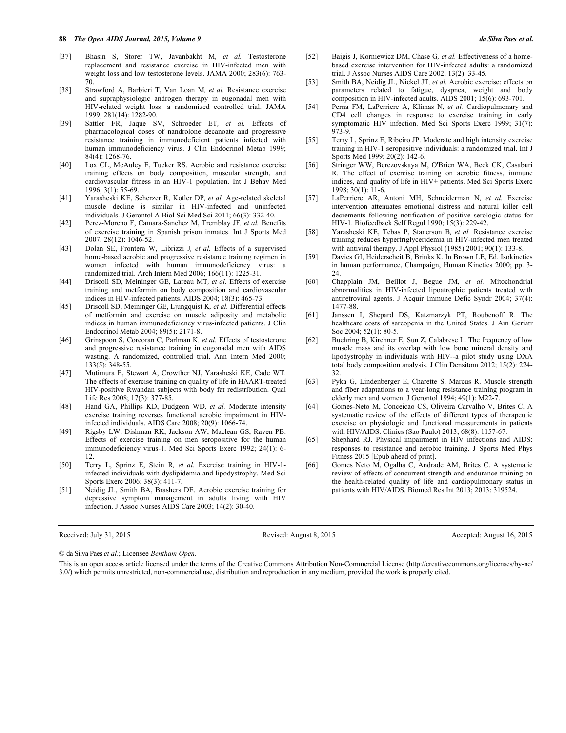[37] Bhasin S, Storer TW, Javanbakht M, *et al.* Testosterone replacement and resistance exercise in HIV-infected men with weight loss and low testosterone levels. JAMA 2000; 283(6): 763-70.

[38] Strawford A, Barbieri T, Van Loan M, *et al.* Resistance exercise and supraphysiologic androgen therapy in eugonadal men with HIV-related weight loss: a randomized controlled trial. JAMA 1999; 281(14): 1282-90.

[39] Sattler FR, Jaque SV, Schroeder ET, *et al.* Effects of pharmacological doses of nandrolone decanoate and progressive resistance training in immunodeficient patients infected with human immunodeficiency virus. J Clin Endocrinol Metab 1999; 84(4): 1268-76.

[40] Lox CL, McAuley E, Tucker RS. Aerobic and resistance exercise training effects on body composition, muscular strength, and cardiovascular fitness in an HIV-1 population. Int J Behav Med 1996; 3(1): 55-69.

[41] Yarasheski KE, Scherzer R, Kotler DP, *et al.* Age-related skeletal muscle decline is similar in HIV-infected and uninfected individuals. J Gerontol A Biol Sci Med Sci 2011; 66(3): 332-40.

[42] Perez-Moreno F, Camara-Sanchez M, Tremblay JF, *et al.* Benefits of exercise training in Spanish prison inmates. Int J Sports Med 2007; 28(12): 1046-52.

[43] Dolan SE, Frontera W, Librizzi J, *et al.* Effects of a supervised home-based aerobic and progressive resistance training regimen in women infected with human immunodeficiency virus: a randomized trial. Arch Intern Med 2006; 166(11): 1225-31.

[44] Driscoll SD, Meininger GE, Lareau MT, *et al.* Effects of exercise training and metformin on body composition and cardiovascular indices in HIV-infected patients. AIDS 2004; 18(3): 465-73.

[45] Driscoll SD, Meininger GE, Ljungquist K, *et al.* Differential effects of metformin and exercise on muscle adiposity and metabolic indices in human immunodeficiency virus-infected patients. J Clin Endocrinol Metab 2004; 89(5): 2171-8.

[46] Grinspoon S, Corcoran C, Parlman K, *et al.* Effects of testosterone and progressive resistance training in eugonadal men with AIDS wasting. A randomized, controlled trial. Ann Intern Med 2000; 133(5): 348-55.

[47] Mutimura E, Stewart A, Crowther NJ, Yarasheski KE, Cade WT. The effects of exercise training on quality of life in HAART-treated HIV-positive Rwandan subjects with body fat redistribution. Qual Life Res 2008; 17(3): 377-85.

[48] Hand GA, Phillips KD, Dudgeon WD, *et al.* Moderate intensity exercise training reverses functional aerobic impairment in HIV-infected individuals. AIDS Care 2008; 20(9): 1066-74.

[49] Rigsby LW, Dishman RK, Jackson AW, Maclean GS, Raven PB. Effects of exercise training on men seropositive for the human immunodeficiency virus-1. Med Sci Sports Exerc 1992; 24(1): 6-12.

[50] Terry L, Sprinz E, Stein R, *et al.* Exercise training in HIV-1-infected individuals with dyslipidemia and lipodystrophy. Med Sci Sports Exerc 2006; 38(3): 411-7.

[51] Neidig JL, Smith BA, Brashers DE. Aerobic exercise training for depressive symptom management in adults living with HIV infection. J Assoc Nurses AIDS Care 2003; 14(2): 30-40.

[52] Baigis J, Korniewicz DM, Chase G, *et al.* Effectiveness of a home-based exercise intervention for HIV-infected adults: a randomized trial. J Assoc Nurses AIDS Care 2002; 13(2): 33-45.

[53] Smith BA, Neidig JL, Nickel JT, *et al.* Aerobic exercise: effects on parameters related to fatigue, dyspnea, weight and body composition in HIV-infected adults. AIDS 2001; 15(6): 693-701.

[54] Perna FM, LaPerriere A, Klimas N, *et al.* Cardiopulmonary and CD4 cell changes in response to exercise training in early symptomatic HIV infection. Med Sci Sports Exerc 1999; 31(7): 973-9.

[55] Terry L, Sprinz E, Ribeiro JP. Moderate and high intensity exercise training in HIV-1 seropositive individuals: a randomized trial. Int J Sports Med 1999; 20(2): 142-6.

[56] Stringer WW, Berezovskaya M, O'Brien WA, Beck CK, Casaburi R. The effect of exercise training on aerobic fitness, immune indices, and quality of life in HIV+ patients. Med Sci Sports Exerc 1998; 30(1): 11-6.

[57] LaPerriere AR, Antoni MH, Schneiderman N, *et al.* Exercise intervention attenuates emotional distress and natural killer cell decrements following notification of positive serologic status for HIV-1. Biofeedback Self Regul 1990; 15(3): 229-42.

[58] Yarasheski KE, Tebas P, Stanerson B, *et al.* Resistance exercise training reduces hypertriglyceridemia in HIV-infected men treated with antiviral therapy. J Appl Physiol (1985) 2001; 90(1): 133-8.

[59] Davies GI, Heiderscheit B, Brinks K. In Brown LE, Ed. Isokinetics in human performance, Champaign, Human Kinetics 2000; pp. 3-24.

[60] Chapplain JM, Beillot J, Begue JM, *et al.* Mitochondrial abnormalities in HIV-infected lipoatrophic patients treated with antiretroviral agents. J Acquir Immune Defic Syndr 2004; 37(4): 1477-88.

[61] Janssen I, Shepard DS, Katzmarzyk PT, Roubenoff R. The healthcare costs of sarcopenia in the United States. J Am Geriatr Soc 2004; 52(1): 80-5.

[62] Buehring B, Kirchner E, Sun Z, Calabrese L. The frequency of low muscle mass and its overlap with low bone mineral density and lipodystrophy in individuals with HIV--a pilot study using DXA total body composition analysis. J Clin Densitom 2012; 15(2): 224-32.

[63] Pyka G, Lindenberger E, Charette S, Marcus R. Muscle strength and fiber adaptations to a year-long resistance training program in elderly men and women. J Gerontol 1994; 49(1): M22-7.

[64] Gomes-Neto M, Conceicao CS, Oliveira Carvalho V, Brites C. A systematic review of the effects of different types of therapeutic exercise on physiologic and functional measurements in patients with HIV/AIDS. Clinics (Sao Paulo) 2013; 68(8): 1157-67.

[65] Shephard RJ. Physical impairment in HIV infections and AIDS: responses to resistance and aerobic training. J Sports Med Phys Fitness 2015 [Epub ahead of print].

[66] Gomes Neto M, Ogalha C, Andrade AM, Brites C. A systematic review of effects of concurrent strength and endurance training on the health-related quality of life and cardiopulmonary status in patients with HIV/AIDS. Biomed Res Int 2013; 2013: 319524.

Received: July 31, 2015 Revised: August 8, 2015 Accepted: August 16, 2015

© da Silva Paes *et al*.; Licensee *Bentham Open*.

This is an open access article licensed under the terms of the Creative Commons Attribution Non-Commercial License (http://creativecommons.org/licenses/by-nc/3.0/) which permits unrestricted, non-commercial use, distribution and reproduction in any medium, provided the work is properly cited.